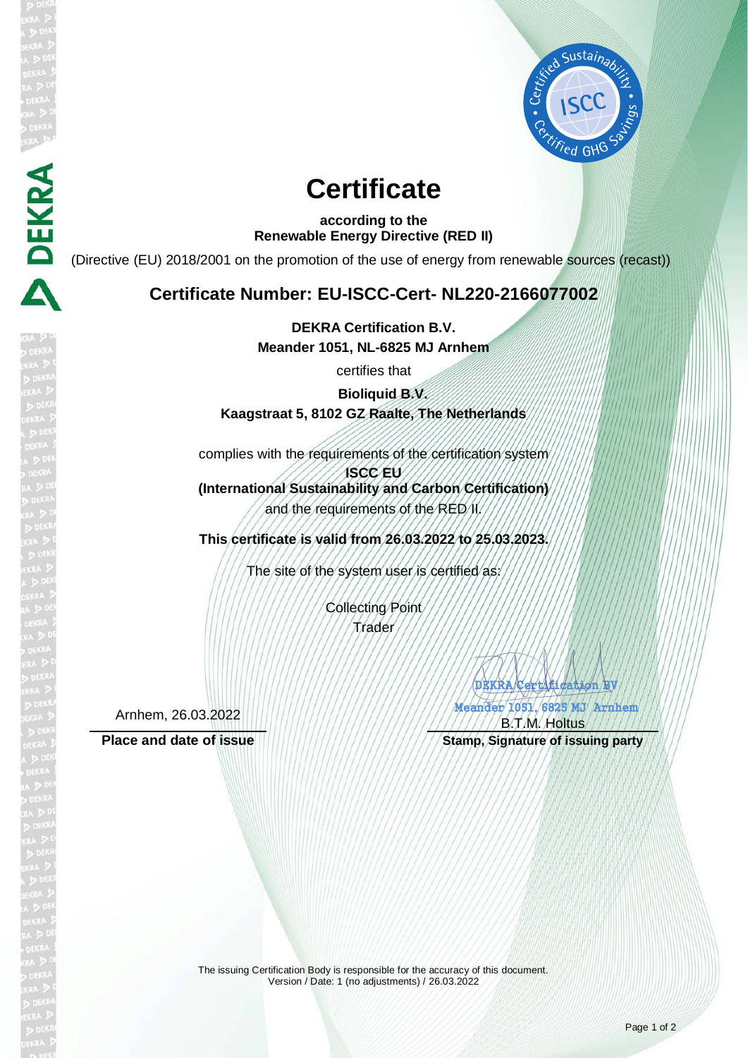# Certificate

**according to the**
**Renewable Energy Directive (RED II)**

(Directive (EU) 2018/2001 on the promotion of the use of energy from renewable sources (recast))

## Certificate Number: EU-ISCC-Cert- NL220-2166077002

**DEKRA Certification B.V.**
**Meander 1051, NL-6825 MJ Arnhem**

certifies that

**Bioliquid B.V.**
**Kaagstraat 5, 8102 GZ Raalte, The Netherlands**

complies with the requirements of the certification system
**ISCC EU**
**(International Sustainability and Carbon Certification)**
and the requirements of the RED II.

**This certificate is valid from 26.03.2022 to 25.03.2023.**

The site of the system user is certified as:

Collecting Point
Trader

DEKRA Certification BV
Meander 1051, 6825 MJ Arnhem

Arnhem, 26.03.2022 — B.T.M. Holtus

**Place and date of issue** — **Stamp, Signature of issuing party**

The issuing Certification Body is responsible for the accuracy of this document.
Version / Date: 1 (no adjustments) / 26.03.2022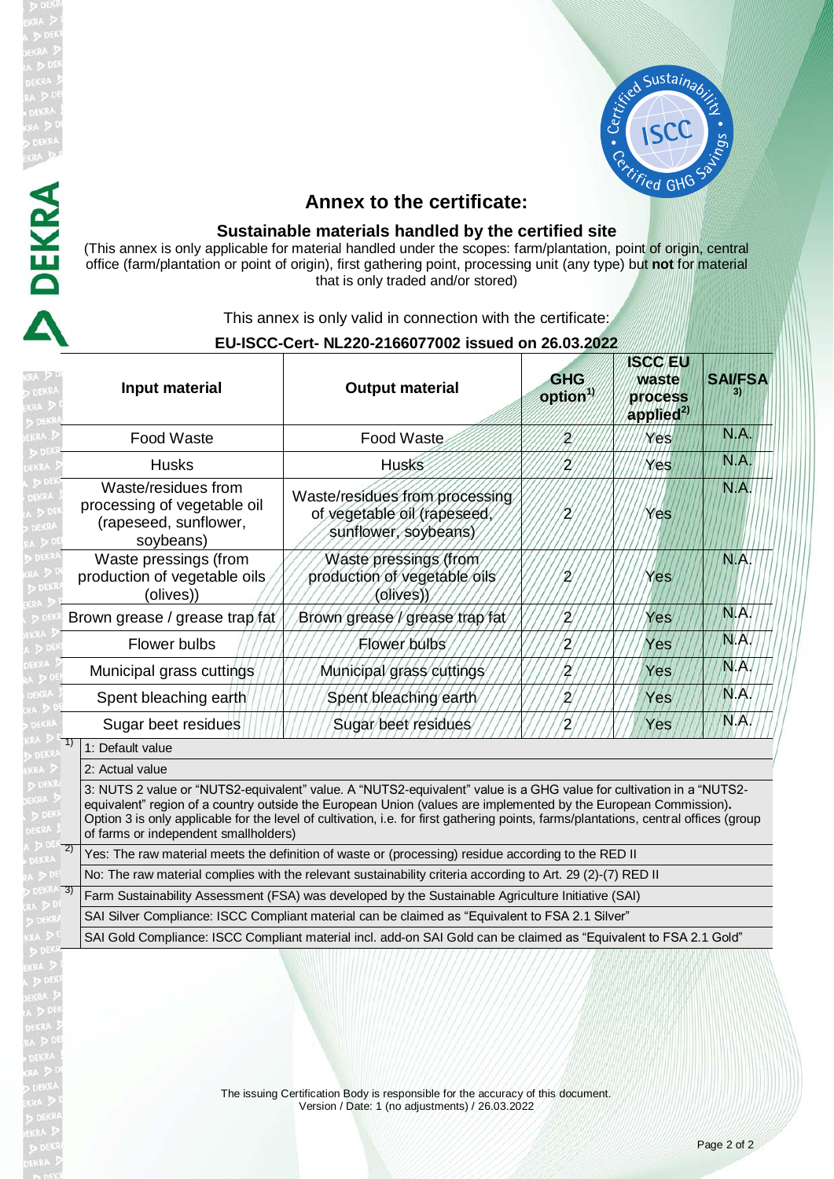# Annex to the certificate:

## Sustainable materials handled by the certified site

(This annex is only applicable for material handled under the scopes: farm/plantation, point of origin, central office (farm/plantation or point of origin), first gathering point, processing unit (any type) but **not** for material that is only traded and/or stored)

This annex is only valid in connection with the certificate:

**EU-ISCC-Cert- NL220-2166077002 issued on 26.03.2022**

| Input material | Output material | GHG option[1] | ISCC EU waste process applied[2] | SAI/FSA[3] |
|---|---|---|---|---|
| Food Waste | Food Waste | 2 | Yes | N.A. |
| Husks | Husks | 2 | Yes | N.A. |
| Waste/residues from processing of vegetable oil (rapeseed, sunflower, soybeans) | Waste/residues from processing of vegetable oil (rapeseed, sunflower, soybeans) | 2 | Yes | N.A. |
| Waste pressings (from production of vegetable oils (olives)) | Waste pressings (from production of vegetable oils (olives)) | 2 | Yes | N.A. |
| Brown grease / grease trap fat | Brown grease / grease trap fat | 2 | Yes | N.A. |
| Flower bulbs | Flower bulbs | 2 | Yes | N.A. |
| Municipal grass cuttings | Municipal grass cuttings | 2 | Yes | N.A. |
| Spent bleaching earth | Spent bleaching earth | 2 | Yes | N.A. |
| Sugar beet residues | Sugar beet residues | 2 | Yes | N.A. |

[1]
1: Default value
2: Actual value
3: NUTS 2 value or "NUTS2-equivalent" value. A "NUTS2-equivalent" value is a GHG value for cultivation in a "NUTS2-equivalent" region of a country outside the European Union (values are implemented by the European Commission). Option 3 is only applicable for the level of cultivation, i.e. for first gathering points, farms/plantations, central offices (group of farms or independent smallholders)

[2]
Yes: The raw material meets the definition of waste or (processing) residue according to the RED II
No: The raw material complies with the relevant sustainability criteria according to Art. 29 (2)-(7) RED II

[3]
Farm Sustainability Assessment (FSA) was developed by the Sustainable Agriculture Initiative (SAI)
SAI Silver Compliance: ISCC Compliant material can be claimed as "Equivalent to FSA 2.1 Silver"
SAI Gold Compliance: ISCC Compliant material incl. add-on SAI Gold can be claimed as "Equivalent to FSA 2.1 Gold"

The issuing Certification Body is responsible for the accuracy of this document.
Version / Date: 1 (no adjustments) / 26.03.2022